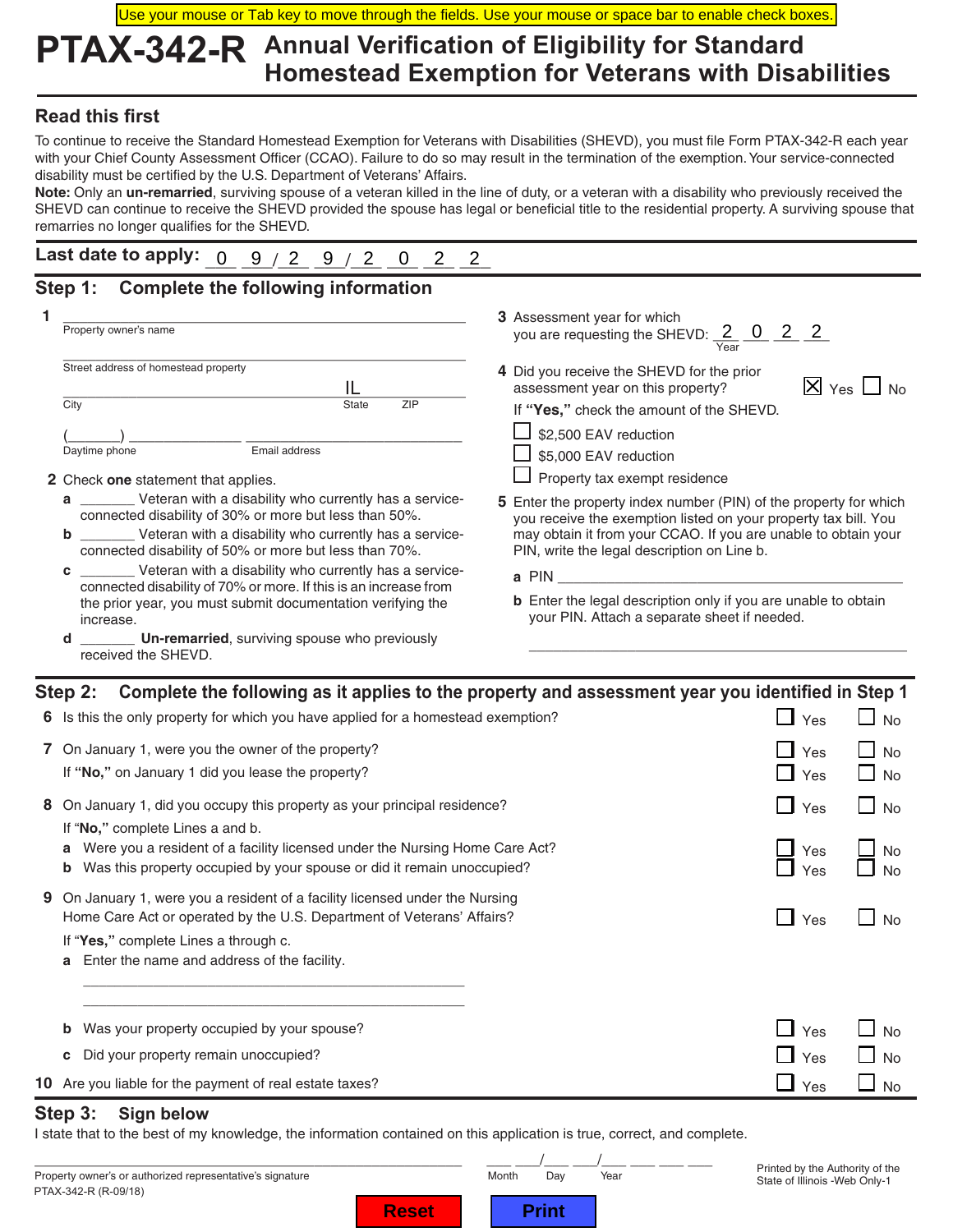Use your mouse or Tab key to move through the fields. Use your mouse or space bar to enable check boxes.

# PTAX-342-R Annual Verification of Eligibility for Standard Homestead Exemption for Veterans with Disabilities

## Read this first

To continue to receive the Standard Homestead Exemption for Veterans with Disabilities (SHEVD), you must file Form PTAX-342-R each year with your Chief County Assessment Officer (CCAO). Failure to do so may result in the termination of the exemption. Your service-connected disability must be certified by the U.S. Department of Veterans' Affairs.

**Note:** Only an **un-remarried**, surviving spouse of a veteran killed in the line of duty, or a veteran with a disability who previously received the SHEVD can continue to receive the SHEVD provided the spouse has legal or beneficial title to the residential property. A surviving spouse that remarries no longer qualifies for the SHEVD.

**Last date to apply:** 0 9 / 2 9 / 2 0 2 2

## Step 1: Complete the following information

**1** ______________________________
Property owner's name

______________________________
Street address of homestead property

______________________________ IL ________
City State ZIP

(_______) ______________ ______________________________
Daytime phone Email address

**2** Check **one** statement that applies.

**a** _______ Veteran with a disability who currently has a service-connected disability of 30% or more but less than 50%.

**b** _______ Veteran with a disability who currently has a service-connected disability of 50% or more but less than 70%.

**c** _______ Veteran with a disability who currently has a service-connected disability of 70% or more. If this is an increase from the prior year, you must submit documentation verifying the increase.

**d** _______ **Un-remarried**, surviving spouse who previously received the SHEVD.

**3** Assessment year for which you are requesting the SHEVD: 2 0 2 2 (Year)

**4** Did you receive the SHEVD for the prior assessment year on this property? ☒ Yes ☐ No

If **"Yes,"** check the amount of the SHEVD.

☐ $2,500 EAV reduction
☐ $5,000 EAV reduction
☐ Property tax exempt residence

**5** Enter the property index number (PIN) of the property for which you receive the exemption listed on your property tax bill. You may obtain it from your CCAO. If you are unable to obtain your PIN, write the legal description on Line b.

**a** PIN ______________________________

**b** Enter the legal description only if you are unable to obtain your PIN. Attach a separate sheet if needed.

______________________________

## Step 2: Complete the following as it applies to the property and assessment year you identified in Step 1

**6** Is this the only property for which you have applied for a homestead exemption? ☐ Yes ☐ No

**7** On January 1, were you the owner of the property? ☐ Yes ☐ No

If **"No,"** on January 1 did you lease the property? ☐ Yes ☐ No

**8** On January 1, did you occupy this property as your principal residence? ☐ Yes ☐ No

If "**No,**" complete Lines a and b.

**a** Were you a resident of a facility licensed under the Nursing Home Care Act? ☐ Yes ☐ No

**b** Was this property occupied by your spouse or did it remain unoccupied? ☐ Yes ☐ No

**9** On January 1, were you a resident of a facility licensed under the Nursing Home Care Act or operated by the U.S. Department of Veterans' Affairs? ☐ Yes ☐ No

If "**Yes,**" complete Lines a through c.

**a** Enter the name and address of the facility.

______________________________

______________________________

**b** Was your property occupied by your spouse? ☐ Yes ☐ No

**c** Did your property remain unoccupied? ☐ Yes ☐ No

**10** Are you liable for the payment of real estate taxes? ☐ Yes ☐ No

## Step 3: Sign below

I state that to the best of my knowledge, the information contained on this application is true, correct, and complete.

______________________________ ___ ___/___ ___/___ ___ ___ ___
Property owner's or authorized representative's signature Month Day Year

PTAX-342-R (R-09/18)

Printed by the Authority of the State of Illinois -Web Only-1

Reset Print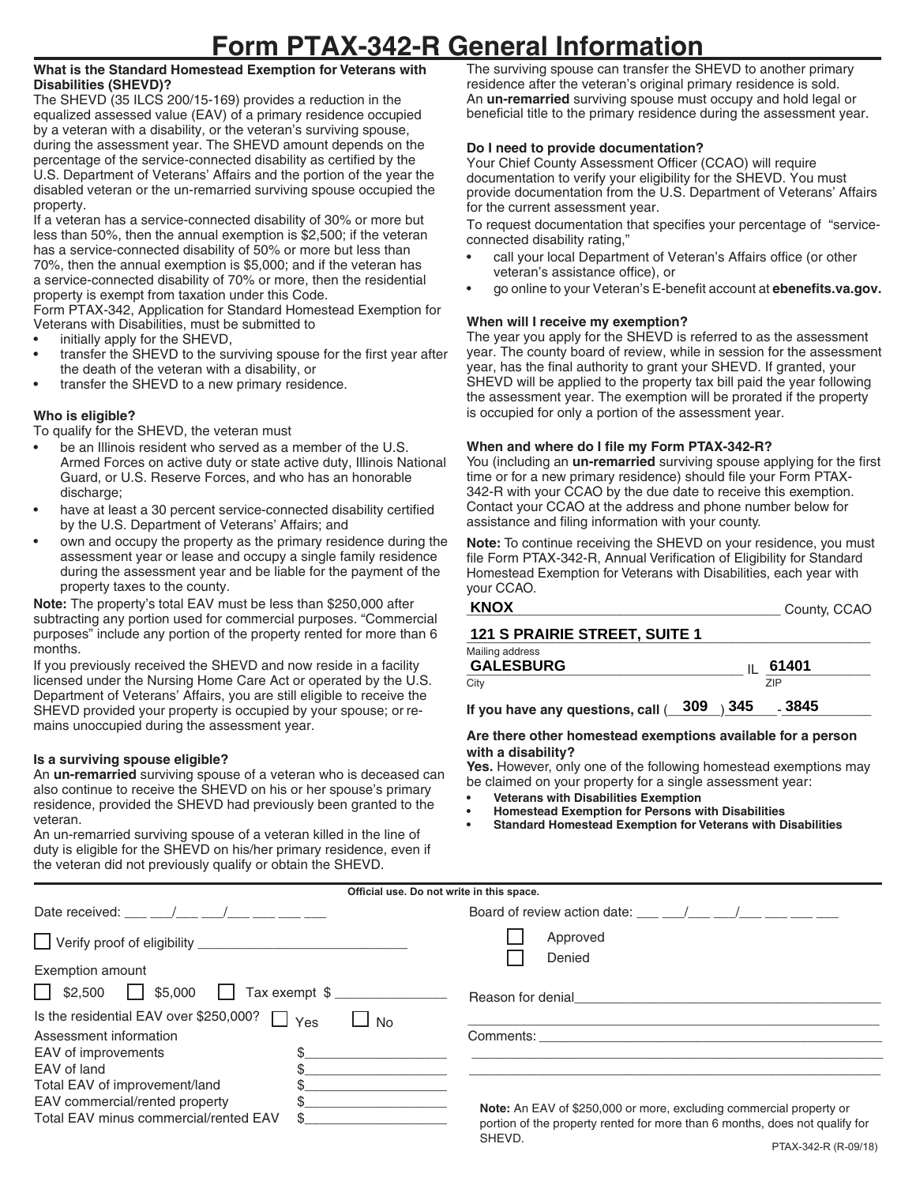# Form PTAX-342-R General Information

**What is the Standard Homestead Exemption for Veterans with Disabilities (SHEVD)?**

The SHEVD (35 ILCS 200/15-169) provides a reduction in the equalized assessed value (EAV) of a primary residence occupied by a veteran with a disability, or the veteran's surviving spouse, during the assessment year. The SHEVD amount depends on the percentage of the service-connected disability as certified by the U.S. Department of Veterans' Affairs and the portion of the year the disabled veteran or the un-remarried surviving spouse occupied the property.

If a veteran has a service-connected disability of 30% or more but less than 50%, then the annual exemption is $2,500; if the veteran has a service-connected disability of 50% or more but less than 70%, then the annual exemption is $5,000; and if the veteran has a service-connected disability of 70% or more, then the residential property is exempt from taxation under this Code.

Form PTAX-342, Application for Standard Homestead Exemption for Veterans with Disabilities, must be submitted to

- initially apply for the SHEVD,
- transfer the SHEVD to the surviving spouse for the first year after the death of the veteran with a disability, or
- transfer the SHEVD to a new primary residence.

**Who is eligible?**

To qualify for the SHEVD, the veteran must

- be an Illinois resident who served as a member of the U.S. Armed Forces on active duty or state active duty, Illinois National Guard, or U.S. Reserve Forces, and who has an honorable discharge;
- have at least a 30 percent service-connected disability certified by the U.S. Department of Veterans' Affairs; and
- own and occupy the property as the primary residence during the assessment year or lease and occupy a single family residence during the assessment year and be liable for the payment of the property taxes to the county.

**Note:** The property's total EAV must be less than $250,000 after subtracting any portion used for commercial purposes. "Commercial purposes" include any portion of the property rented for more than 6 months.

If you previously received the SHEVD and now reside in a facility licensed under the Nursing Home Care Act or operated by the U.S. Department of Veterans' Affairs, you are still eligible to receive the SHEVD provided your property is occupied by your spouse; or remains unoccupied during the assessment year.

**Is a surviving spouse eligible?**

An **un-remarried** surviving spouse of a veteran who is deceased can also continue to receive the SHEVD on his or her spouse's primary residence, provided the SHEVD had previously been granted to the veteran.

An un-remarried surviving spouse of a veteran killed in the line of duty is eligible for the SHEVD on his/her primary residence, even if the veteran did not previously qualify or obtain the SHEVD.

The surviving spouse can transfer the SHEVD to another primary residence after the veteran's original primary residence is sold. An **un-remarried** surviving spouse must occupy and hold legal or beneficial title to the primary residence during the assessment year.

**Do I need to provide documentation?**

Your Chief County Assessment Officer (CCAO) will require documentation to verify your eligibility for the SHEVD. You must provide documentation from the U.S. Department of Veterans' Affairs for the current assessment year.

To request documentation that specifies your percentage of "service-connected disability rating,"

- call your local Department of Veteran's Affairs office (or other veteran's assistance office), or
- go online to your Veteran's E-benefit account at **ebenefits.va.gov.**

**When will I receive my exemption?**

The year you apply for the SHEVD is referred to as the assessment year. The county board of review, while in session for the assessment year, has the final authority to grant your SHEVD. If granted, your SHEVD will be applied to the property tax bill paid the year following the assessment year. The exemption will be prorated if the property is occupied for only a portion of the assessment year.

**When and where do I file my Form PTAX-342-R?**

You (including an **un-remarried** surviving spouse applying for the first time or for a new primary residence) should file your Form PTAX-342-R with your CCAO by the due date to receive this exemption. Contact your CCAO at the address and phone number below for assistance and filing information with your county.

**Note:** To continue receiving the SHEVD on your residence, you must file Form PTAX-342-R, Annual Verification of Eligibility for Standard Homestead Exemption for Veterans with Disabilities, each year with your CCAO.

**KNOX** County, CCAO

**121 S PRAIRIE STREET, SUITE 1**
Mailing address

**GALESBURG** IL **61401**
City ZIP

**If you have any questions, call** ( **309** ) **345** - **3845**

**Are there other homestead exemptions available for a person with a disability?**

**Yes.** However, only one of the following homestead exemptions may be claimed on your property for a single assessment year:

- **Veterans with Disabilities Exemption**
- **Homestead Exemption for Persons with Disabilities**
- **Standard Homestead Exemption for Veterans with Disabilities**

---

**Official use. Do not write in this space.**

Date received: ___ ___/___ ___/___ ___ ___ ___

☐ Verify proof of eligibility ____________________________

Exemption amount

☐ $2,500 ☐ $5,000 ☐ Tax exempt $ _______________

Is the residential EAV over $250,000? ☐ Yes ☐ No

Assessment information

| | |
|---|---|
| EAV of improvements | $__________________ |
| EAV of land | $__________________ |
| Total EAV of improvement/land | $__________________ |
| EAV commercial/rented property | $__________________ |
| Total EAV minus commercial/rented EAV | $__________________ |

Board of review action date: ___ ___/___ ___/___ ___ ___ ___

☐ Approved
☐ Denied

Reason for denial__________________________________________

Comments: ______________________________________________

**Note:** An EAV of $250,000 or more, excluding commercial property or portion of the property rented for more than 6 months, does not qualify for SHEVD.

PTAX-342-R (R-09/18)